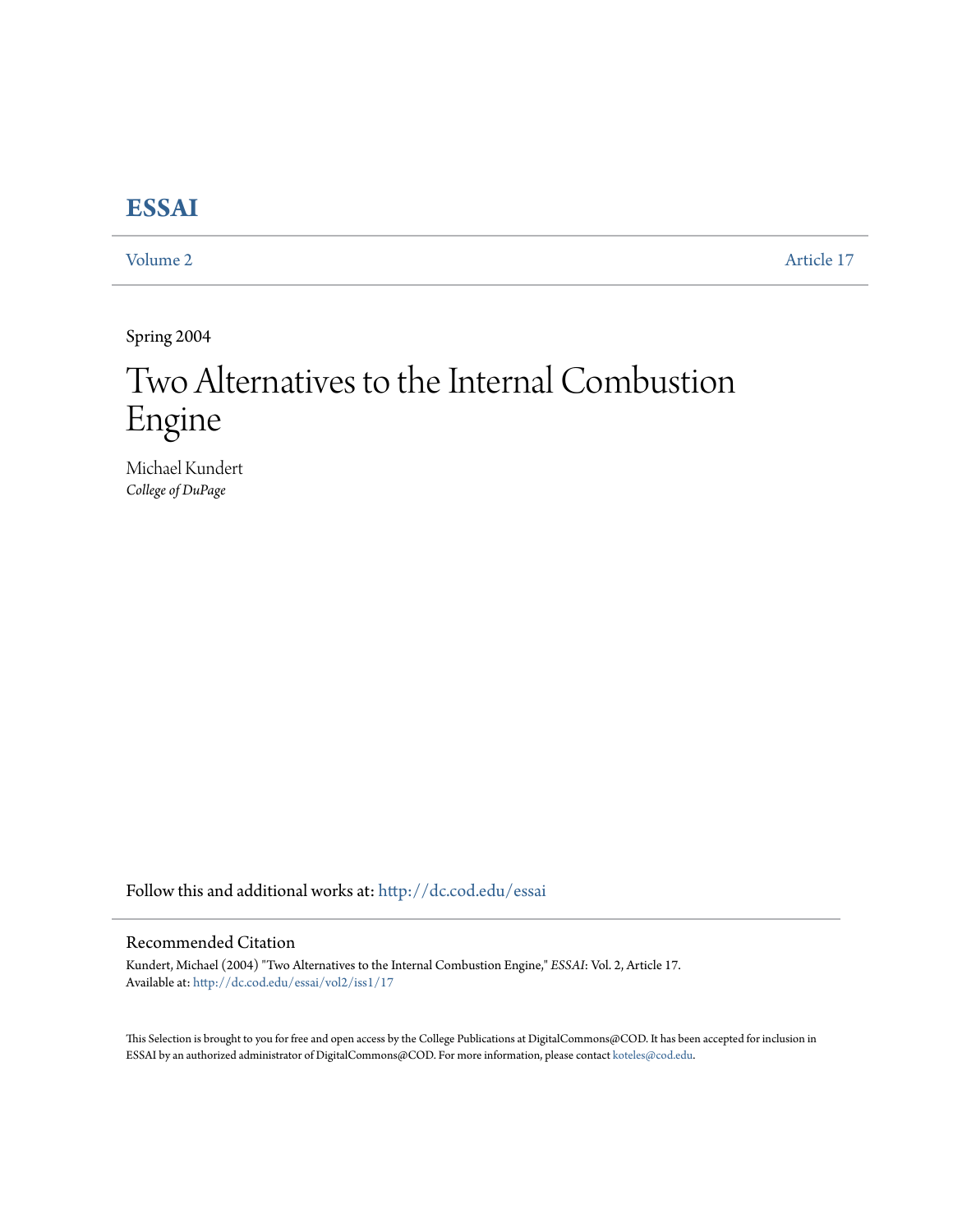# ESSAI

Volume 2 | Article 17

Spring 2004

# Two Alternatives to the Internal Combustion Engine

Michael Kundert
*College of DuPage*

Follow this and additional works at: http://dc.cod.edu/essai

## Recommended Citation

Kundert, Michael (2004) "Two Alternatives to the Internal Combustion Engine," *ESSAI*: Vol. 2, Article 17.
Available at: http://dc.cod.edu/essai/vol2/iss1/17

This Selection is brought to you for free and open access by the College Publications at DigitalCommons@COD. It has been accepted for inclusion in ESSAI by an authorized administrator of DigitalCommons@COD. For more information, please contact koteles@cod.edu.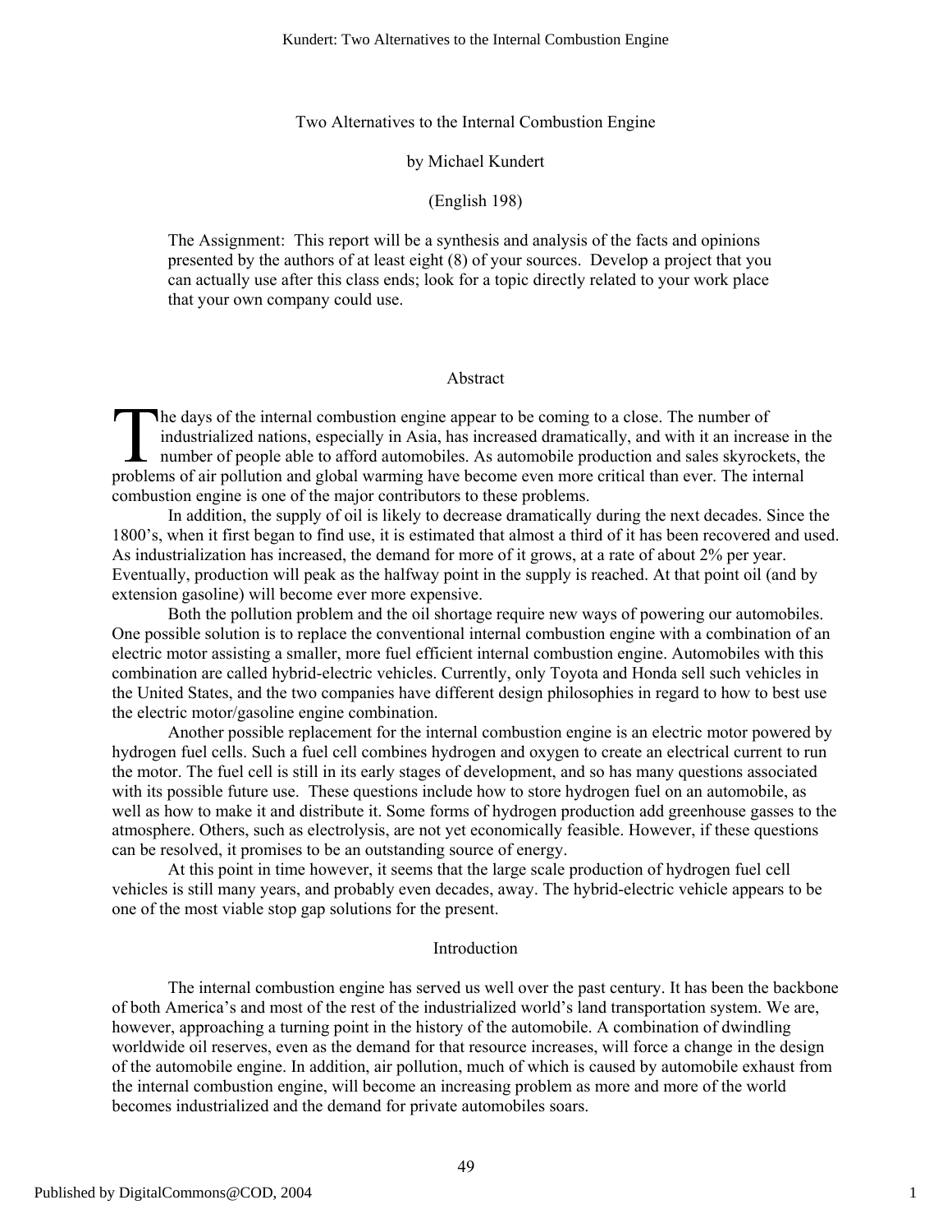Two Alternatives to the Internal Combustion Engine

by Michael Kundert

(English 198)

> The Assignment: This report will be a synthesis and analysis of the facts and opinions presented by the authors of at least eight (8) of your sources. Develop a project that you can actually use after this class ends; look for a topic directly related to your work place that your own company could use.

## Abstract

The days of the internal combustion engine appear to be coming to a close. The number of industrialized nations, especially in Asia, has increased dramatically, and with it an increase in the number of people able to afford automobiles. As automobile production and sales skyrockets, the problems of air pollution and global warming have become even more critical than ever. The internal combustion engine is one of the major contributors to these problems.

In addition, the supply of oil is likely to decrease dramatically during the next decades. Since the 1800's, when it first began to find use, it is estimated that almost a third of it has been recovered and used. As industrialization has increased, the demand for more of it grows, at a rate of about 2% per year. Eventually, production will peak as the halfway point in the supply is reached. At that point oil (and by extension gasoline) will become ever more expensive.

Both the pollution problem and the oil shortage require new ways of powering our automobiles. One possible solution is to replace the conventional internal combustion engine with a combination of an electric motor assisting a smaller, more fuel efficient internal combustion engine. Automobiles with this combination are called hybrid-electric vehicles. Currently, only Toyota and Honda sell such vehicles in the United States, and the two companies have different design philosophies in regard to how to best use the electric motor/gasoline engine combination.

Another possible replacement for the internal combustion engine is an electric motor powered by hydrogen fuel cells. Such a fuel cell combines hydrogen and oxygen to create an electrical current to run the motor. The fuel cell is still in its early stages of development, and so has many questions associated with its possible future use. These questions include how to store hydrogen fuel on an automobile, as well as how to make it and distribute it. Some forms of hydrogen production add greenhouse gasses to the atmosphere. Others, such as electrolysis, are not yet economically feasible. However, if these questions can be resolved, it promises to be an outstanding source of energy.

At this point in time however, it seems that the large scale production of hydrogen fuel cell vehicles is still many years, and probably even decades, away. The hybrid-electric vehicle appears to be one of the most viable stop gap solutions for the present.

## Introduction

The internal combustion engine has served us well over the past century. It has been the backbone of both America's and most of the rest of the industrialized world's land transportation system. We are, however, approaching a turning point in the history of the automobile. A combination of dwindling worldwide oil reserves, even as the demand for that resource increases, will force a change in the design of the automobile engine. In addition, air pollution, much of which is caused by automobile exhaust from the internal combustion engine, will become an increasing problem as more and more of the world becomes industrialized and the demand for private automobiles soars.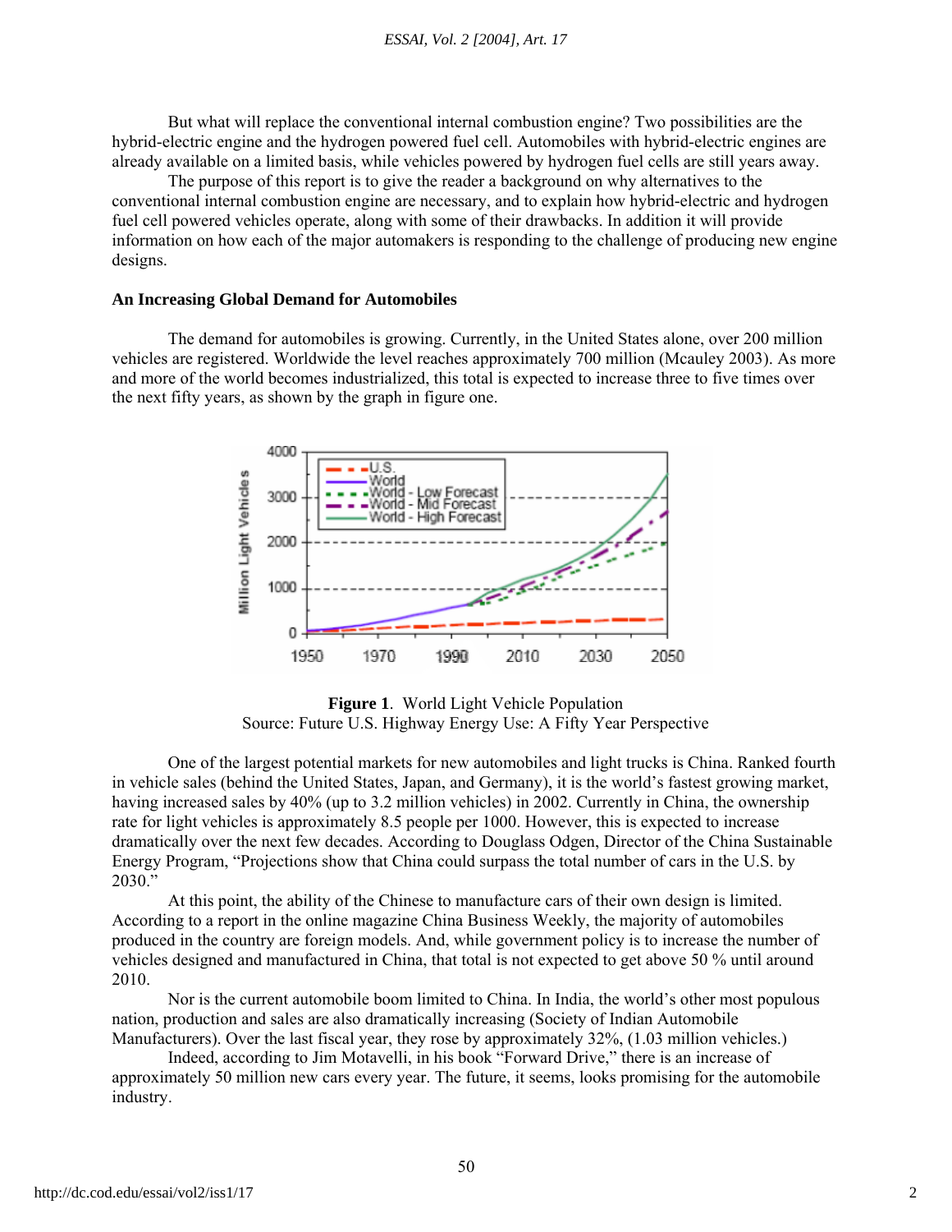But what will replace the conventional internal combustion engine? Two possibilities are the hybrid-electric engine and the hydrogen powered fuel cell. Automobiles with hybrid-electric engines are already available on a limited basis, while vehicles powered by hydrogen fuel cells are still years away.

The purpose of this report is to give the reader a background on why alternatives to the conventional internal combustion engine are necessary, and to explain how hybrid-electric and hydrogen fuel cell powered vehicles operate, along with some of their drawbacks. In addition it will provide information on how each of the major automakers is responding to the challenge of producing new engine designs.

**An Increasing Global Demand for Automobiles**

The demand for automobiles is growing. Currently, in the United States alone, over 200 million vehicles are registered. Worldwide the level reaches approximately 700 million (Mcauley 2003). As more and more of the world becomes industrialized, this total is expected to increase three to five times over the next fifty years, as shown by the graph in figure one.

Million Light Vehicles
4000
3000
2000
1000
0
1950
1970
1990
2010
2030
2050
U.S.
World
World - Low Forecast
World - Mid Forecast
World - High Forecast

**Figure 1**. World Light Vehicle Population
Source: Future U.S. Highway Energy Use: A Fifty Year Perspective

One of the largest potential markets for new automobiles and light trucks is China. Ranked fourth in vehicle sales (behind the United States, Japan, and Germany), it is the world's fastest growing market, having increased sales by 40% (up to 3.2 million vehicles) in 2002. Currently in China, the ownership rate for light vehicles is approximately 8.5 people per 1000. However, this is expected to increase dramatically over the next few decades. According to Douglass Odgen, Director of the China Sustainable Energy Program, "Projections show that China could surpass the total number of cars in the U.S. by 2030."

At this point, the ability of the Chinese to manufacture cars of their own design is limited. According to a report in the online magazine China Business Weekly, the majority of automobiles produced in the country are foreign models. And, while government policy is to increase the number of vehicles designed and manufactured in China, that total is not expected to get above 50 % until around 2010.

Nor is the current automobile boom limited to China. In India, the world's other most populous nation, production and sales are also dramatically increasing (Society of Indian Automobile Manufacturers). Over the last fiscal year, they rose by approximately 32%, (1.03 million vehicles.)

Indeed, according to Jim Motavelli, in his book "Forward Drive," there is an increase of approximately 50 million new cars every year. The future, it seems, looks promising for the automobile industry.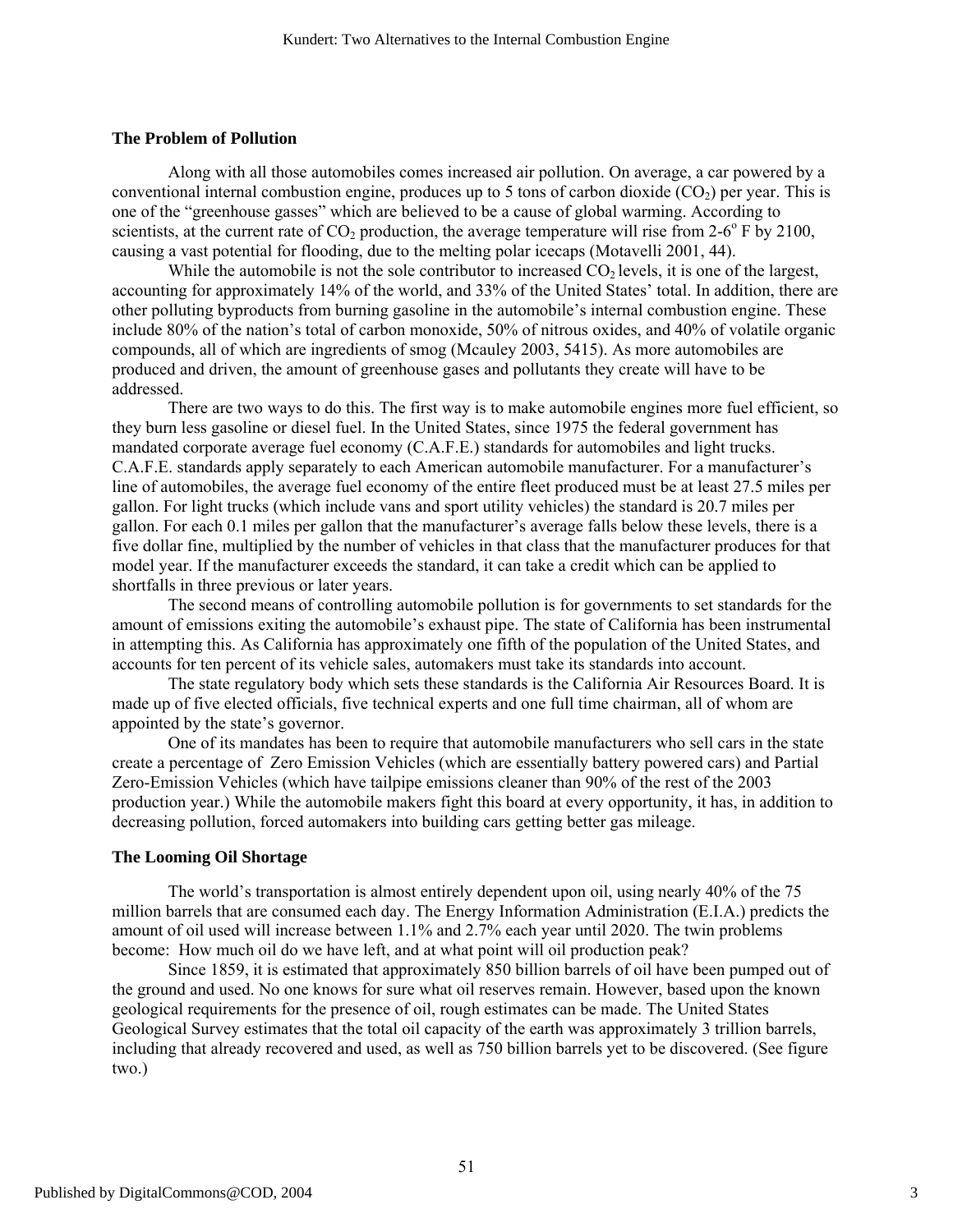## The Problem of Pollution

Along with all those automobiles comes increased air pollution. On average, a car powered by a conventional internal combustion engine, produces up to 5 tons of carbon dioxide ($CO_2$) per year. This is one of the "greenhouse gasses" which are believed to be a cause of global warming. According to scientists, at the current rate of $CO_2$ production, the average temperature will rise from 2-6$^{o}$ F by 2100, causing a vast potential for flooding, due to the melting polar icecaps (Motavelli 2001, 44).

While the automobile is not the sole contributor to increased $CO_2$ levels, it is one of the largest, accounting for approximately 14% of the world, and 33% of the United States' total. In addition, there are other polluting byproducts from burning gasoline in the automobile's internal combustion engine. These include 80% of the nation's total of carbon monoxide, 50% of nitrous oxides, and 40% of volatile organic compounds, all of which are ingredients of smog (Mcauley 2003, 5415). As more automobiles are produced and driven, the amount of greenhouse gases and pollutants they create will have to be addressed.

There are two ways to do this. The first way is to make automobile engines more fuel efficient, so they burn less gasoline or diesel fuel. In the United States, since 1975 the federal government has mandated corporate average fuel economy (C.A.F.E.) standards for automobiles and light trucks. C.A.F.E. standards apply separately to each American automobile manufacturer. For a manufacturer's line of automobiles, the average fuel economy of the entire fleet produced must be at least 27.5 miles per gallon. For light trucks (which include vans and sport utility vehicles) the standard is 20.7 miles per gallon. For each 0.1 miles per gallon that the manufacturer's average falls below these levels, there is a five dollar fine, multiplied by the number of vehicles in that class that the manufacturer produces for that model year. If the manufacturer exceeds the standard, it can take a credit which can be applied to shortfalls in three previous or later years.

The second means of controlling automobile pollution is for governments to set standards for the amount of emissions exiting the automobile's exhaust pipe. The state of California has been instrumental in attempting this. As California has approximately one fifth of the population of the United States, and accounts for ten percent of its vehicle sales, automakers must take its standards into account.

The state regulatory body which sets these standards is the California Air Resources Board. It is made up of five elected officials, five technical experts and one full time chairman, all of whom are appointed by the state's governor.

One of its mandates has been to require that automobile manufacturers who sell cars in the state create a percentage of Zero Emission Vehicles (which are essentially battery powered cars) and Partial Zero-Emission Vehicles (which have tailpipe emissions cleaner than 90% of the rest of the 2003 production year.) While the automobile makers fight this board at every opportunity, it has, in addition to decreasing pollution, forced automakers into building cars getting better gas mileage.

## The Looming Oil Shortage

The world's transportation is almost entirely dependent upon oil, using nearly 40% of the 75 million barrels that are consumed each day. The Energy Information Administration (E.I.A.) predicts the amount of oil used will increase between 1.1% and 2.7% each year until 2020. The twin problems become: How much oil do we have left, and at what point will oil production peak?

Since 1859, it is estimated that approximately 850 billion barrels of oil have been pumped out of the ground and used. No one knows for sure what oil reserves remain. However, based upon the known geological requirements for the presence of oil, rough estimates can be made. The United States Geological Survey estimates that the total oil capacity of the earth was approximately 3 trillion barrels, including that already recovered and used, as well as 750 billion barrels yet to be discovered. (See figure two.)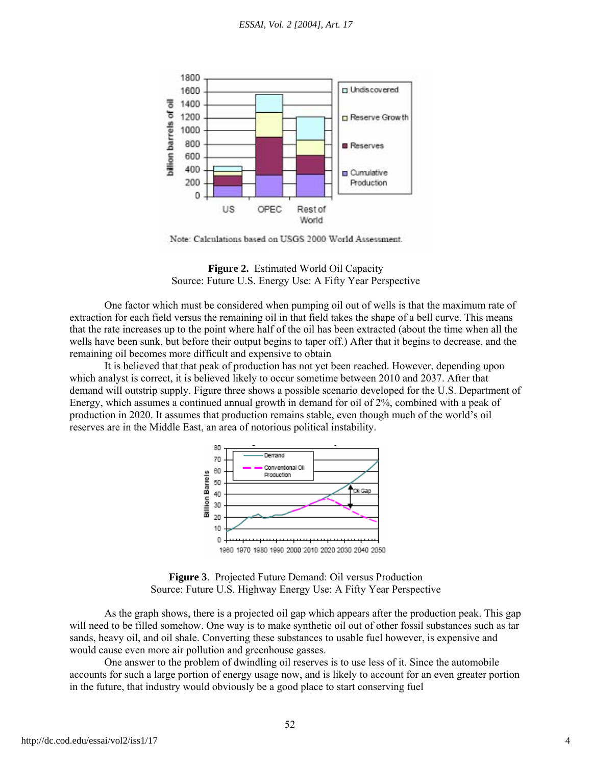1800
1600
1400
1200
1000
800
600
400
200
0

billion barrels of oil

US
OPEC
Rest of World

Undiscovered
Reserve Growth
Reserves
Cumulative Production

Note: Calculations based on USGS 2000 World Assessment.

**Figure 2.** Estimated World Oil Capacity
Source: Future U.S. Energy Use: A Fifty Year Perspective

One factor which must be considered when pumping oil out of wells is that the maximum rate of extraction for each field versus the remaining oil in that field takes the shape of a bell curve. This means that the rate increases up to the point where half of the oil has been extracted (about the time when all the wells have been sunk, but before their output begins to taper off.) After that it begins to decrease, and the remaining oil becomes more difficult and expensive to obtain

It is believed that that peak of production has not yet been reached. However, depending upon which analyst is correct, it is believed likely to occur sometime between 2010 and 2037. After that demand will outstrip supply. Figure three shows a possible scenario developed for the U.S. Department of Energy, which assumes a continued annual growth in demand for oil of 2%, combined with a peak of production in 2020. It assumes that production remains stable, even though much of the world's oil reserves are in the Middle East, an area of notorious political instability.

80
70
60
50
40
30
20
10
0

Billion Barrels

1960 1970 1980 1990 2000 2010 2020 2030 2040 2050

Demand
Conventional Oil Production
Oil Gap

**Figure 3**. Projected Future Demand: Oil versus Production
Source: Future U.S. Highway Energy Use: A Fifty Year Perspective

As the graph shows, there is a projected oil gap which appears after the production peak. This gap will need to be filled somehow. One way is to make synthetic oil out of other fossil substances such as tar sands, heavy oil, and oil shale. Converting these substances to usable fuel however, is expensive and would cause even more air pollution and greenhouse gasses.

One answer to the problem of dwindling oil reserves is to use less of it. Since the automobile accounts for such a large portion of energy usage now, and is likely to account for an even greater portion in the future, that industry would obviously be a good place to start conserving fuel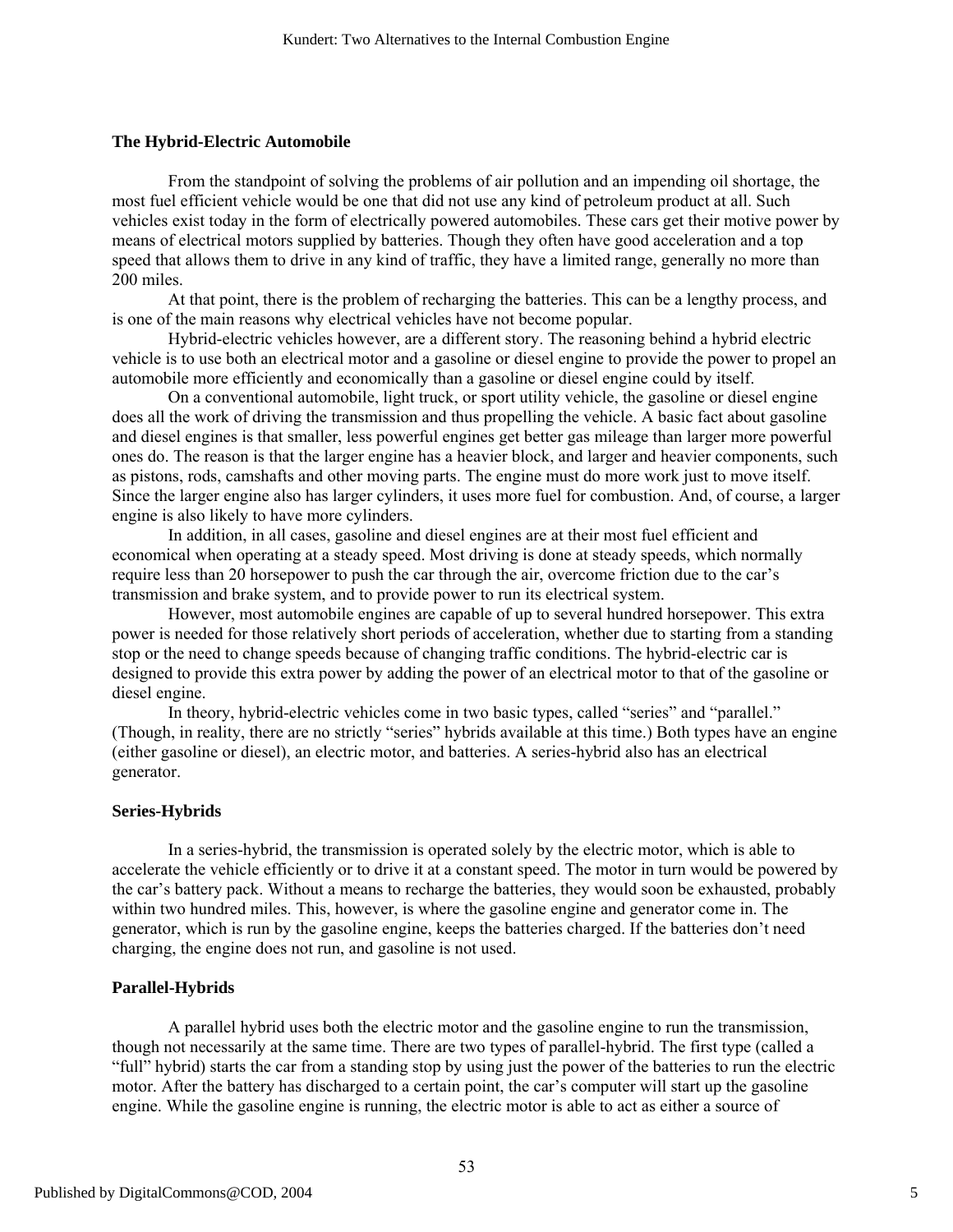## The Hybrid-Electric Automobile

From the standpoint of solving the problems of air pollution and an impending oil shortage, the most fuel efficient vehicle would be one that did not use any kind of petroleum product at all. Such vehicles exist today in the form of electrically powered automobiles. These cars get their motive power by means of electrical motors supplied by batteries. Though they often have good acceleration and a top speed that allows them to drive in any kind of traffic, they have a limited range, generally no more than 200 miles.

At that point, there is the problem of recharging the batteries. This can be a lengthy process, and is one of the main reasons why electrical vehicles have not become popular.

Hybrid-electric vehicles however, are a different story. The reasoning behind a hybrid electric vehicle is to use both an electrical motor and a gasoline or diesel engine to provide the power to propel an automobile more efficiently and economically than a gasoline or diesel engine could by itself.

On a conventional automobile, light truck, or sport utility vehicle, the gasoline or diesel engine does all the work of driving the transmission and thus propelling the vehicle. A basic fact about gasoline and diesel engines is that smaller, less powerful engines get better gas mileage than larger more powerful ones do. The reason is that the larger engine has a heavier block, and larger and heavier components, such as pistons, rods, camshafts and other moving parts. The engine must do more work just to move itself. Since the larger engine also has larger cylinders, it uses more fuel for combustion. And, of course, a larger engine is also likely to have more cylinders.

In addition, in all cases, gasoline and diesel engines are at their most fuel efficient and economical when operating at a steady speed. Most driving is done at steady speeds, which normally require less than 20 horsepower to push the car through the air, overcome friction due to the car's transmission and brake system, and to provide power to run its electrical system.

However, most automobile engines are capable of up to several hundred horsepower. This extra power is needed for those relatively short periods of acceleration, whether due to starting from a standing stop or the need to change speeds because of changing traffic conditions. The hybrid-electric car is designed to provide this extra power by adding the power of an electrical motor to that of the gasoline or diesel engine.

In theory, hybrid-electric vehicles come in two basic types, called "series" and "parallel." (Though, in reality, there are no strictly "series" hybrids available at this time.) Both types have an engine (either gasoline or diesel), an electric motor, and batteries. A series-hybrid also has an electrical generator.

### Series-Hybrids

In a series-hybrid, the transmission is operated solely by the electric motor, which is able to accelerate the vehicle efficiently or to drive it at a constant speed. The motor in turn would be powered by the car's battery pack. Without a means to recharge the batteries, they would soon be exhausted, probably within two hundred miles. This, however, is where the gasoline engine and generator come in. The generator, which is run by the gasoline engine, keeps the batteries charged. If the batteries don't need charging, the engine does not run, and gasoline is not used.

### Parallel-Hybrids

A parallel hybrid uses both the electric motor and the gasoline engine to run the transmission, though not necessarily at the same time. There are two types of parallel-hybrid. The first type (called a "full" hybrid) starts the car from a standing stop by using just the power of the batteries to run the electric motor. After the battery has discharged to a certain point, the car's computer will start up the gasoline engine. While the gasoline engine is running, the electric motor is able to act as either a source of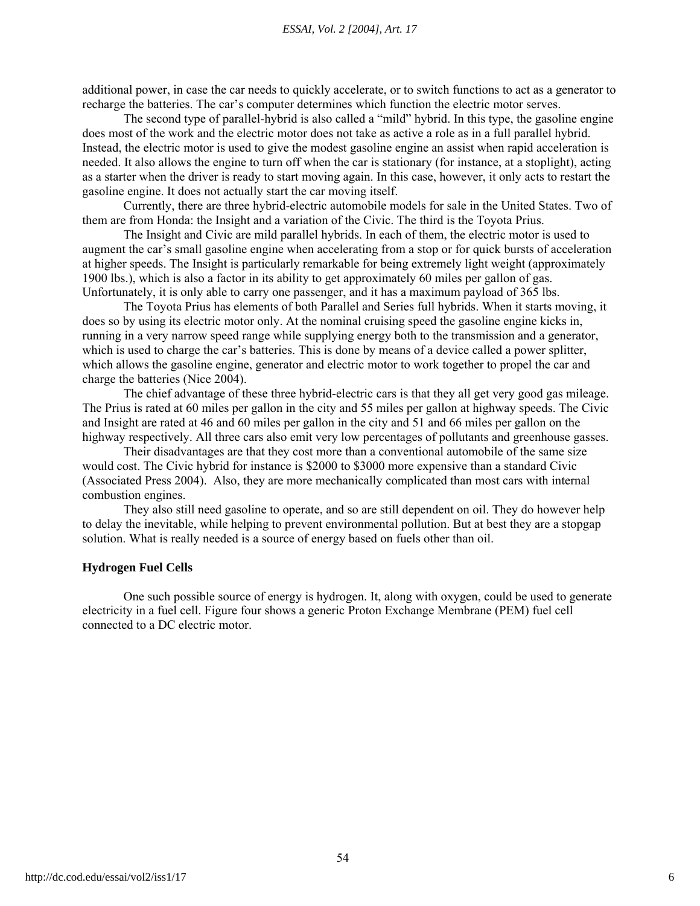additional power, in case the car needs to quickly accelerate, or to switch functions to act as a generator to recharge the batteries. The car's computer determines which function the electric motor serves.

The second type of parallel-hybrid is also called a "mild" hybrid. In this type, the gasoline engine does most of the work and the electric motor does not take as active a role as in a full parallel hybrid. Instead, the electric motor is used to give the modest gasoline engine an assist when rapid acceleration is needed. It also allows the engine to turn off when the car is stationary (for instance, at a stoplight), acting as a starter when the driver is ready to start moving again. In this case, however, it only acts to restart the gasoline engine. It does not actually start the car moving itself.

Currently, there are three hybrid-electric automobile models for sale in the United States. Two of them are from Honda: the Insight and a variation of the Civic. The third is the Toyota Prius.

The Insight and Civic are mild parallel hybrids. In each of them, the electric motor is used to augment the car's small gasoline engine when accelerating from a stop or for quick bursts of acceleration at higher speeds. The Insight is particularly remarkable for being extremely light weight (approximately 1900 lbs.), which is also a factor in its ability to get approximately 60 miles per gallon of gas. Unfortunately, it is only able to carry one passenger, and it has a maximum payload of 365 lbs.

The Toyota Prius has elements of both Parallel and Series full hybrids. When it starts moving, it does so by using its electric motor only. At the nominal cruising speed the gasoline engine kicks in, running in a very narrow speed range while supplying energy both to the transmission and a generator, which is used to charge the car's batteries. This is done by means of a device called a power splitter, which allows the gasoline engine, generator and electric motor to work together to propel the car and charge the batteries (Nice 2004).

The chief advantage of these three hybrid-electric cars is that they all get very good gas mileage. The Prius is rated at 60 miles per gallon in the city and 55 miles per gallon at highway speeds. The Civic and Insight are rated at 46 and 60 miles per gallon in the city and 51 and 66 miles per gallon on the highway respectively. All three cars also emit very low percentages of pollutants and greenhouse gasses.

Their disadvantages are that they cost more than a conventional automobile of the same size would cost. The Civic hybrid for instance is $2000 to $3000 more expensive than a standard Civic (Associated Press 2004). Also, they are more mechanically complicated than most cars with internal combustion engines.

They also still need gasoline to operate, and so are still dependent on oil. They do however help to delay the inevitable, while helping to prevent environmental pollution. But at best they are a stopgap solution. What is really needed is a source of energy based on fuels other than oil.

**Hydrogen Fuel Cells**

One such possible source of energy is hydrogen. It, along with oxygen, could be used to generate electricity in a fuel cell. Figure four shows a generic Proton Exchange Membrane (PEM) fuel cell connected to a DC electric motor.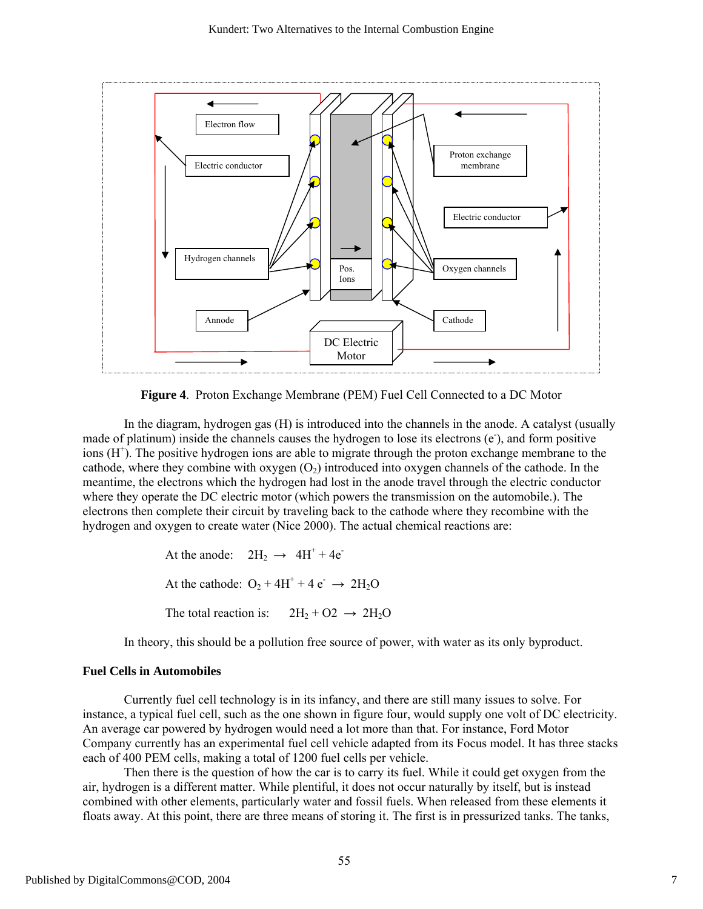Electron flow

Electric conductor

Hydrogen channels

Annode

Pos. Ions

DC Electric Motor

Proton exchange membrane

Electric conductor

Oxygen channels

Cathode

**Figure 4**. Proton Exchange Membrane (PEM) Fuel Cell Connected to a DC Motor

In the diagram, hydrogen gas (H) is introduced into the channels in the anode. A catalyst (usually made of platinum) inside the channels causes the hydrogen to lose its electrons ($e^-$), and form positive ions ($H^+$). The positive hydrogen ions are able to migrate through the proton exchange membrane to the cathode, where they combine with oxygen ($O_2$) introduced into oxygen channels of the cathode. In the meantime, the electrons which the hydrogen had lost in the anode travel through the electric conductor where they operate the DC electric motor (which powers the transmission on the automobile.). The electrons then complete their circuit by traveling back to the cathode where they recombine with the hydrogen and oxygen to create water (Nice 2000). The actual chemical reactions are:

At the anode: $2H_2 \rightarrow 4H^+ + 4e^-$

At the cathode: $O_2 + 4H^+ + 4\,e^- \rightarrow 2H_2O$

The total reaction is: $2H_2 + O2 \rightarrow 2H_2O$

In theory, this should be a pollution free source of power, with water as its only byproduct.

**Fuel Cells in Automobiles**

Currently fuel cell technology is in its infancy, and there are still many issues to solve. For instance, a typical fuel cell, such as the one shown in figure four, would supply one volt of DC electricity. An average car powered by hydrogen would need a lot more than that. For instance, Ford Motor Company currently has an experimental fuel cell vehicle adapted from its Focus model. It has three stacks each of 400 PEM cells, making a total of 1200 fuel cells per vehicle.

Then there is the question of how the car is to carry its fuel. While it could get oxygen from the air, hydrogen is a different matter. While plentiful, it does not occur naturally by itself, but is instead combined with other elements, particularly water and fossil fuels. When released from these elements it floats away. At this point, there are three means of storing it. The first is in pressurized tanks. The tanks,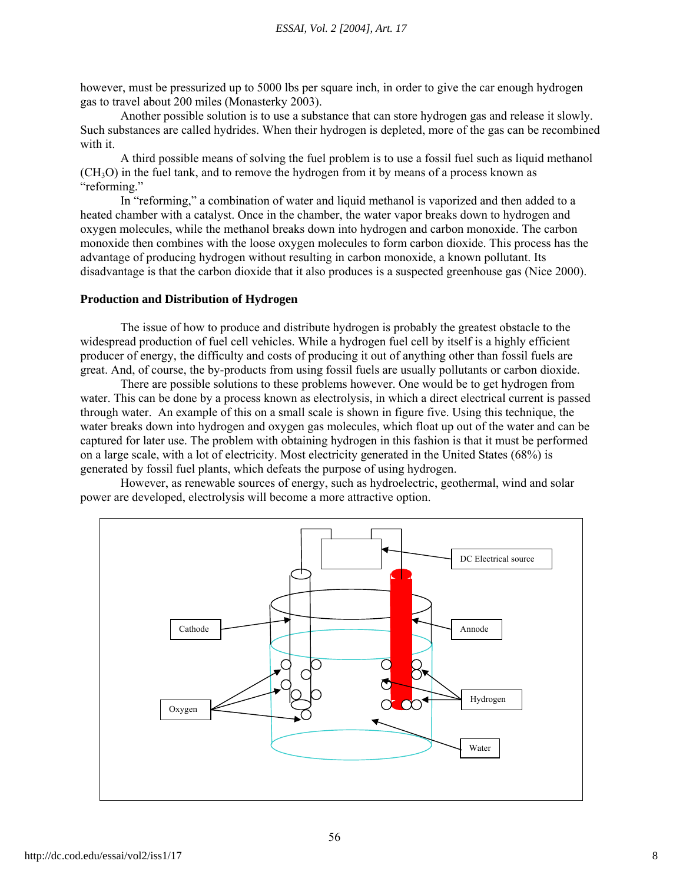however, must be pressurized up to 5000 lbs per square inch, in order to give the car enough hydrogen gas to travel about 200 miles (Monasterky 2003).

Another possible solution is to use a substance that can store hydrogen gas and release it slowly. Such substances are called hydrides. When their hydrogen is depleted, more of the gas can be recombined with it.

A third possible means of solving the fuel problem is to use a fossil fuel such as liquid methanol ($CH_3O$) in the fuel tank, and to remove the hydrogen from it by means of a process known as "reforming."

In "reforming," a combination of water and liquid methanol is vaporized and then added to a heated chamber with a catalyst. Once in the chamber, the water vapor breaks down to hydrogen and oxygen molecules, while the methanol breaks down into hydrogen and carbon monoxide. The carbon monoxide then combines with the loose oxygen molecules to form carbon dioxide. This process has the advantage of producing hydrogen without resulting in carbon monoxide, a known pollutant. Its disadvantage is that the carbon dioxide that it also produces is a suspected greenhouse gas (Nice 2000).

**Production and Distribution of Hydrogen**

The issue of how to produce and distribute hydrogen is probably the greatest obstacle to the widespread production of fuel cell vehicles. While a hydrogen fuel cell by itself is a highly efficient producer of energy, the difficulty and costs of producing it out of anything other than fossil fuels are great. And, of course, the by-products from using fossil fuels are usually pollutants or carbon dioxide.

There are possible solutions to these problems however. One would be to get hydrogen from water. This can be done by a process known as electrolysis, in which a direct electrical current is passed through water. An example of this on a small scale is shown in figure five. Using this technique, the water breaks down into hydrogen and oxygen gas molecules, which float up out of the water and can be captured for later use. The problem with obtaining hydrogen in this fashion is that it must be performed on a large scale, with a lot of electricity. Most electricity generated in the United States (68%) is generated by fossil fuel plants, which defeats the purpose of using hydrogen.

However, as renewable sources of energy, such as hydroelectric, geothermal, wind and solar power are developed, electrolysis will become a more attractive option.

DC Electrical source

Cathode

Annode

Oxygen

Hydrogen

Water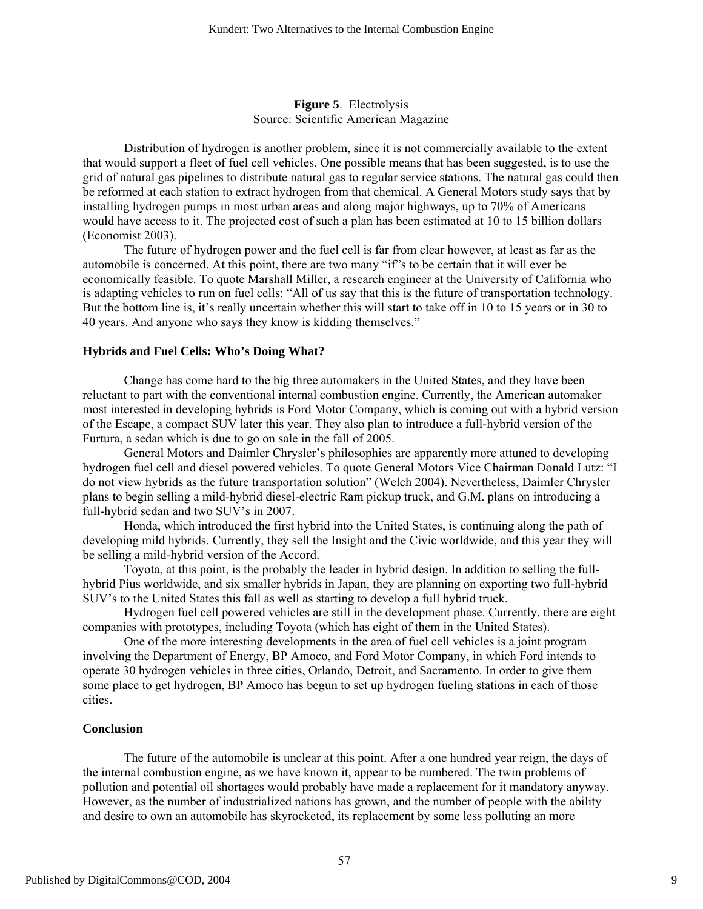**Figure 5**. Electrolysis
Source: Scientific American Magazine

Distribution of hydrogen is another problem, since it is not commercially available to the extent that would support a fleet of fuel cell vehicles. One possible means that has been suggested, is to use the grid of natural gas pipelines to distribute natural gas to regular service stations. The natural gas could then be reformed at each station to extract hydrogen from that chemical. A General Motors study says that by installing hydrogen pumps in most urban areas and along major highways, up to 70% of Americans would have access to it. The projected cost of such a plan has been estimated at 10 to 15 billion dollars (Economist 2003).

The future of hydrogen power and the fuel cell is far from clear however, at least as far as the automobile is concerned. At this point, there are two many "if"s to be certain that it will ever be economically feasible. To quote Marshall Miller, a research engineer at the University of California who is adapting vehicles to run on fuel cells: "All of us say that this is the future of transportation technology. But the bottom line is, it's really uncertain whether this will start to take off in 10 to 15 years or in 30 to 40 years. And anyone who says they know is kidding themselves."

**Hybrids and Fuel Cells: Who's Doing What?**

Change has come hard to the big three automakers in the United States, and they have been reluctant to part with the conventional internal combustion engine. Currently, the American automaker most interested in developing hybrids is Ford Motor Company, which is coming out with a hybrid version of the Escape, a compact SUV later this year. They also plan to introduce a full-hybrid version of the Furtura, a sedan which is due to go on sale in the fall of 2005.

General Motors and Daimler Chrysler's philosophies are apparently more attuned to developing hydrogen fuel cell and diesel powered vehicles. To quote General Motors Vice Chairman Donald Lutz: "I do not view hybrids as the future transportation solution" (Welch 2004). Nevertheless, Daimler Chrysler plans to begin selling a mild-hybrid diesel-electric Ram pickup truck, and G.M. plans on introducing a full-hybrid sedan and two SUV's in 2007.

Honda, which introduced the first hybrid into the United States, is continuing along the path of developing mild hybrids. Currently, they sell the Insight and the Civic worldwide, and this year they will be selling a mild-hybrid version of the Accord.

Toyota, at this point, is the probably the leader in hybrid design. In addition to selling the full-hybrid Pius worldwide, and six smaller hybrids in Japan, they are planning on exporting two full-hybrid SUV's to the United States this fall as well as starting to develop a full hybrid truck.

Hydrogen fuel cell powered vehicles are still in the development phase. Currently, there are eight companies with prototypes, including Toyota (which has eight of them in the United States).

One of the more interesting developments in the area of fuel cell vehicles is a joint program involving the Department of Energy, BP Amoco, and Ford Motor Company, in which Ford intends to operate 30 hydrogen vehicles in three cities, Orlando, Detroit, and Sacramento. In order to give them some place to get hydrogen, BP Amoco has begun to set up hydrogen fueling stations in each of those cities.

**Conclusion**

The future of the automobile is unclear at this point. After a one hundred year reign, the days of the internal combustion engine, as we have known it, appear to be numbered. The twin problems of pollution and potential oil shortages would probably have made a replacement for it mandatory anyway. However, as the number of industrialized nations has grown, and the number of people with the ability and desire to own an automobile has skyrocketed, its replacement by some less polluting an more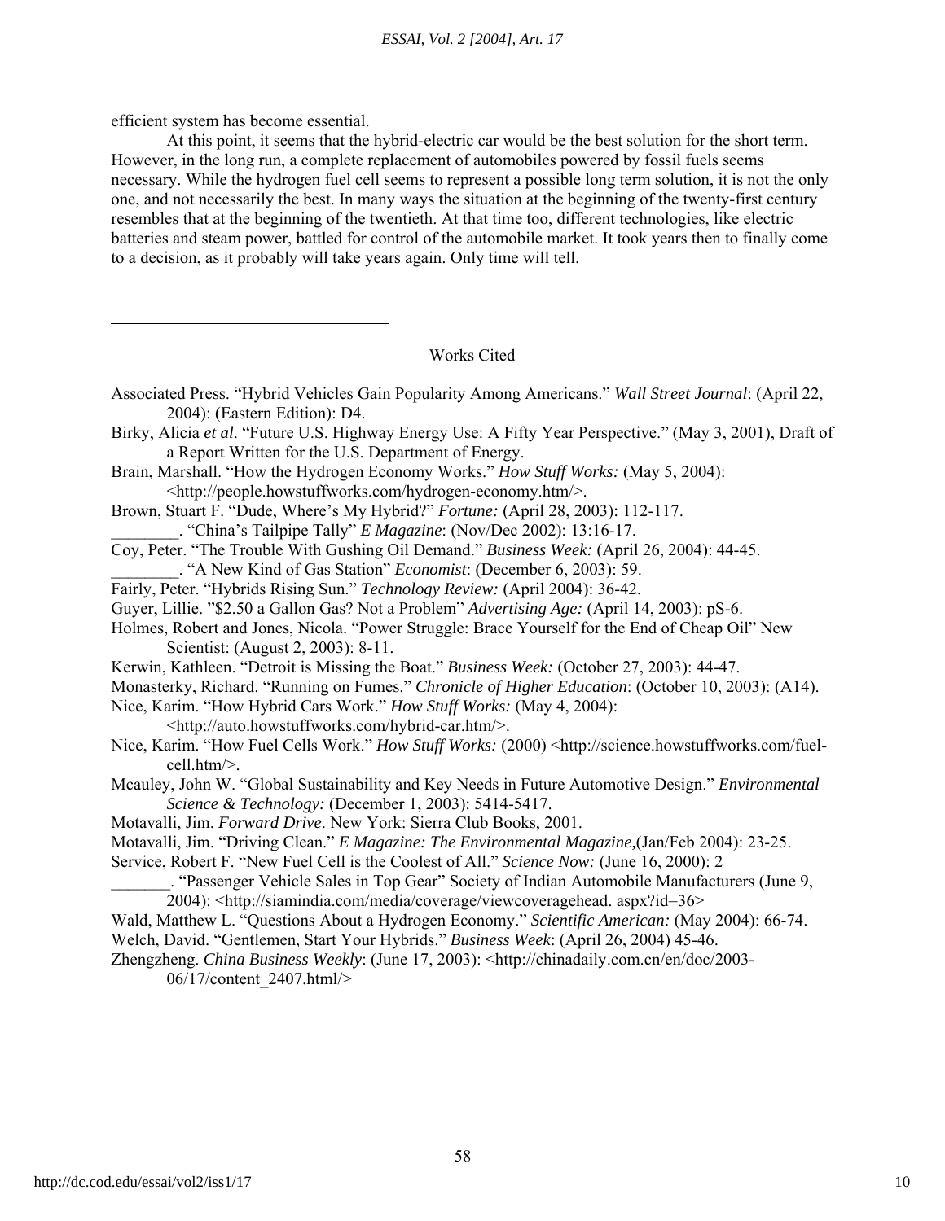efficient system has become essential.

At this point, it seems that the hybrid-electric car would be the best solution for the short term. However, in the long run, a complete replacement of automobiles powered by fossil fuels seems necessary. While the hydrogen fuel cell seems to represent a possible long term solution, it is not the only one, and not necessarily the best. In many ways the situation at the beginning of the twenty-first century resembles that at the beginning of the twentieth. At that time too, different technologies, like electric batteries and steam power, battled for control of the automobile market. It took years then to finally come to a decision, as it probably will take years again. Only time will tell.

---

## Works Cited

Associated Press. "Hybrid Vehicles Gain Popularity Among Americans." *Wall Street Journal*: (April 22, 2004): (Eastern Edition): D4.

Birky, Alicia *et al*. "Future U.S. Highway Energy Use: A Fifty Year Perspective." (May 3, 2001), Draft of a Report Written for the U.S. Department of Energy.

Brain, Marshall. "How the Hydrogen Economy Works." *How Stuff Works:* (May 5, 2004): <http://people.howstuffworks.com/hydrogen-economy.htm/>.

Brown, Stuart F. "Dude, Where's My Hybrid?" *Fortune:* (April 28, 2003): 112-117.

________. "China's Tailpipe Tally" *E Magazine*: (Nov/Dec 2002): 13:16-17.

Coy, Peter. "The Trouble With Gushing Oil Demand." *Business Week:* (April 26, 2004): 44-45.

________. "A New Kind of Gas Station" *Economist*: (December 6, 2003): 59.

Fairly, Peter. "Hybrids Rising Sun." *Technology Review:* (April 2004): 36-42.

Guyer, Lillie. "$2.50 a Gallon Gas? Not a Problem" *Advertising Age:* (April 14, 2003): pS-6.

Holmes, Robert and Jones, Nicola. "Power Struggle: Brace Yourself for the End of Cheap Oil" New Scientist: (August 2, 2003): 8-11.

Kerwin, Kathleen. "Detroit is Missing the Boat." *Business Week:* (October 27, 2003): 44-47.

Monasterky, Richard. "Running on Fumes." *Chronicle of Higher Education*: (October 10, 2003): (A14).

Nice, Karim. "How Hybrid Cars Work." *How Stuff Works:* (May 4, 2004): <http://auto.howstuffworks.com/hybrid-car.htm/>.

Nice, Karim. "How Fuel Cells Work." *How Stuff Works:* (2000) <http://science.howstuffworks.com/fuel-cell.htm/>.

Mcauley, John W. "Global Sustainability and Key Needs in Future Automotive Design." *Environmental Science & Technology:* (December 1, 2003): 5414-5417.

Motavalli, Jim. *Forward Drive*. New York: Sierra Club Books, 2001.

Motavalli, Jim. "Driving Clean." *E Magazine: The Environmental Magazine,*(Jan/Feb 2004): 23-25.

Service, Robert F. "New Fuel Cell is the Coolest of All." *Science Now:* (June 16, 2000): 2

_______. "Passenger Vehicle Sales in Top Gear" Society of Indian Automobile Manufacturers (June 9, 2004): <http://siamindia.com/media/coverage/viewcoveragehead. aspx?id=36>

Wald, Matthew L. "Questions About a Hydrogen Economy." *Scientific American:* (May 2004): 66-74.

Welch, David. "Gentlemen, Start Your Hybrids." *Business Week*: (April 26, 2004) 45-46.

Zhengzheng. *China Business Weekly*: (June 17, 2003): <http://chinadaily.com.cn/en/doc/2003-06/17/content_2407.html/>